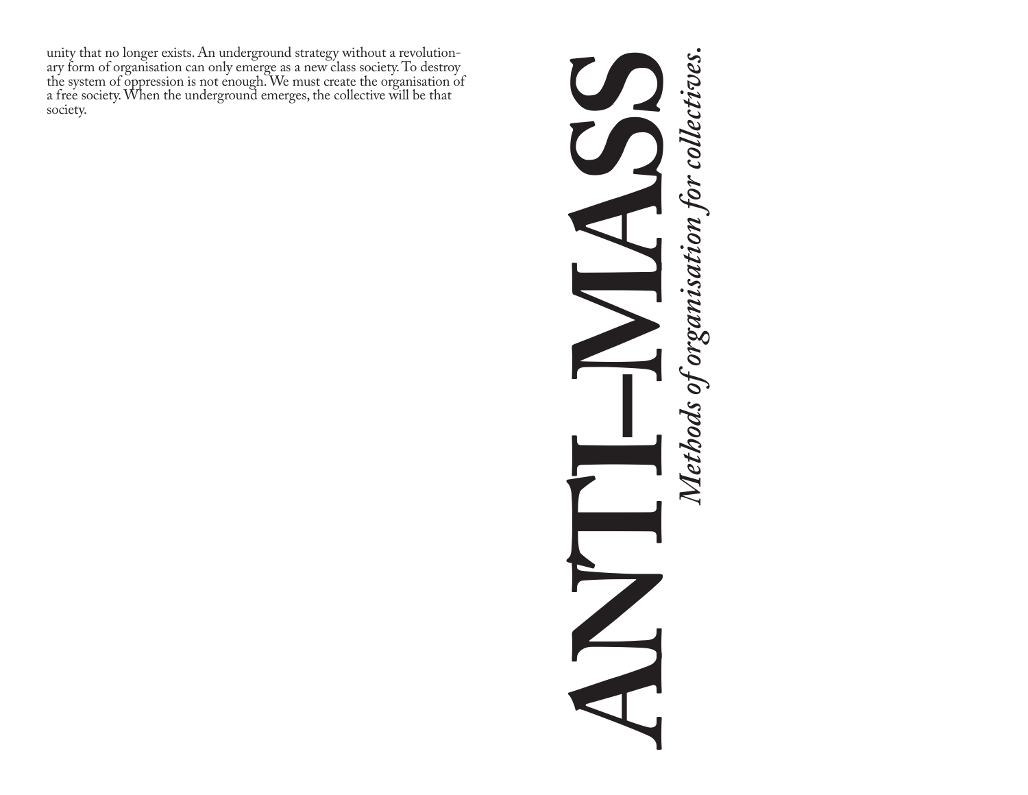unity that no longer exists. An underground strategy without a revolutionary form of organisation can only emerge as a new class society. To destroy the system of oppression is not enough. We must create the organisation of a free society. When the underground emerges, the collective will be that society.

# ANTI-MASS

*Methods of organisation for collectives.*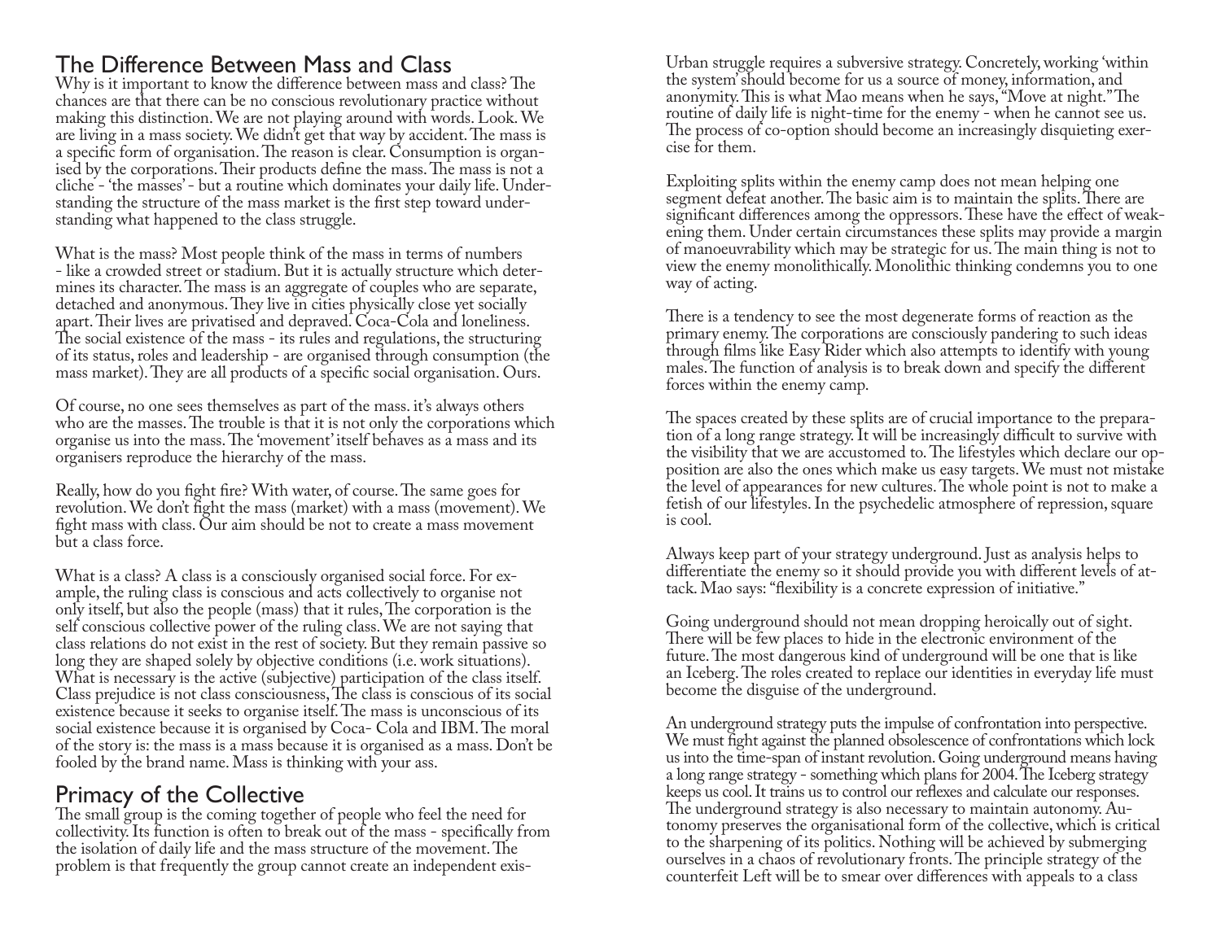## The Difference Between Mass and Class

Why is it important to know the difference between mass and class? The chances are that there can be no conscious revolutionary practice without making this distinction. We are not playing around with words. Look. We are living in a mass society. We didn't get that way by accident. The mass is a specific form of organisation. The reason is clear. Consumption is organised by the corporations. Their products define the mass. The mass is not a cliche - 'the masses' - but a routine which dominates your daily life. Understanding the structure of the mass market is the first step toward understanding what happened to the class struggle.

What is the mass? Most people think of the mass in terms of numbers - like a crowded street or stadium. But it is actually structure which determines its character. The mass is an aggregate of couples who are separate, detached and anonymous. They live in cities physically close yet socially apart. Their lives are privatised and depraved. Coca-Cola and loneliness. The social existence of the mass - its rules and regulations, the structuring of its status, roles and leadership - are organised through consumption (the mass market). They are all products of a specific social organisation. Ours.

Of course, no one sees themselves as part of the mass. it's always others who are the masses. The trouble is that it is not only the corporations which organise us into the mass. The 'movement' itself behaves as a mass and its organisers reproduce the hierarchy of the mass.

Really, how do you fight fire? With water, of course. The same goes for revolution. We don't fight the mass (market) with a mass (movement). We fight mass with class. Our aim should be not to create a mass movement but a class force.

What is a class? A class is a consciously organised social force. For example, the ruling class is conscious and acts collectively to organise not only itself, but also the people (mass) that it rules, The corporation is the self conscious collective power of the ruling class. We are not saying that class relations do not exist in the rest of society. But they remain passive so long they are shaped solely by objective conditions (i.e. work situations). What is necessary is the active (subjective) participation of the class itself. Class prejudice is not class consciousness, The class is conscious of its social existence because it seeks to organise itself. The mass is unconscious of its social existence because it is organised by Coca- Cola and IBM. The moral of the story is: the mass is a mass because it is organised as a mass. Don't be fooled by the brand name. Mass is thinking with your ass.

## Primacy of the Collective

The small group is the coming together of people who feel the need for collectivity. Its function is often to break out of the mass - specifically from the isolation of daily life and the mass structure of the movement. The problem is that frequently the group cannot create an independent exis-

Urban struggle requires a subversive strategy. Concretely, working 'within the system' should become for us a source of money, information, and anonymity. This is what Mao means when he says, "Move at night." The routine of daily life is night-time for the enemy - when he cannot see us. The process of co-option should become an increasingly disquieting exercise for them.

Exploiting splits within the enemy camp does not mean helping one segment defeat another. The basic aim is to maintain the splits. There are significant differences among the oppressors. These have the effect of weakening them. Under certain circumstances these splits may provide a margin of manoeuvrability which may be strategic for us. The main thing is not to view the enemy monolithically. Monolithic thinking condemns you to one way of acting.

There is a tendency to see the most degenerate forms of reaction as the primary enemy. The corporations are consciously pandering to such ideas through films like Easy Rider which also attempts to identify with young males. The function of analysis is to break down and specify the different forces within the enemy camp.

The spaces created by these splits are of crucial importance to the preparation of a long range strategy. It will be increasingly difficult to survive with the visibility that we are accustomed to. The lifestyles which declare our opposition are also the ones which make us easy targets. We must not mistake the level of appearances for new cultures. The whole point is not to make a fetish of our lifestyles. In the psychedelic atmosphere of repression, square is cool.

Always keep part of your strategy underground. Just as analysis helps to differentiate the enemy so it should provide you with different levels of attack. Mao says: "flexibility is a concrete expression of initiative."

Going underground should not mean dropping heroically out of sight. There will be few places to hide in the electronic environment of the future. The most dangerous kind of underground will be one that is like an Iceberg. The roles created to replace our identities in everyday life must become the disguise of the underground.

An underground strategy puts the impulse of confrontation into perspective. We must fight against the planned obsolescence of confrontations which lock us into the time-span of instant revolution. Going underground means having a long range strategy - something which plans for 2004. The Iceberg strategy keeps us cool. It trains us to control our reflexes and calculate our responses. The underground strategy is also necessary to maintain autonomy. Autonomy preserves the organisational form of the collective, which is critical to the sharpening of its politics. Nothing will be achieved by submerging ourselves in a chaos of revolutionary fronts. The principle strategy of the counterfeit Left will be to smear over differences with appeals to a class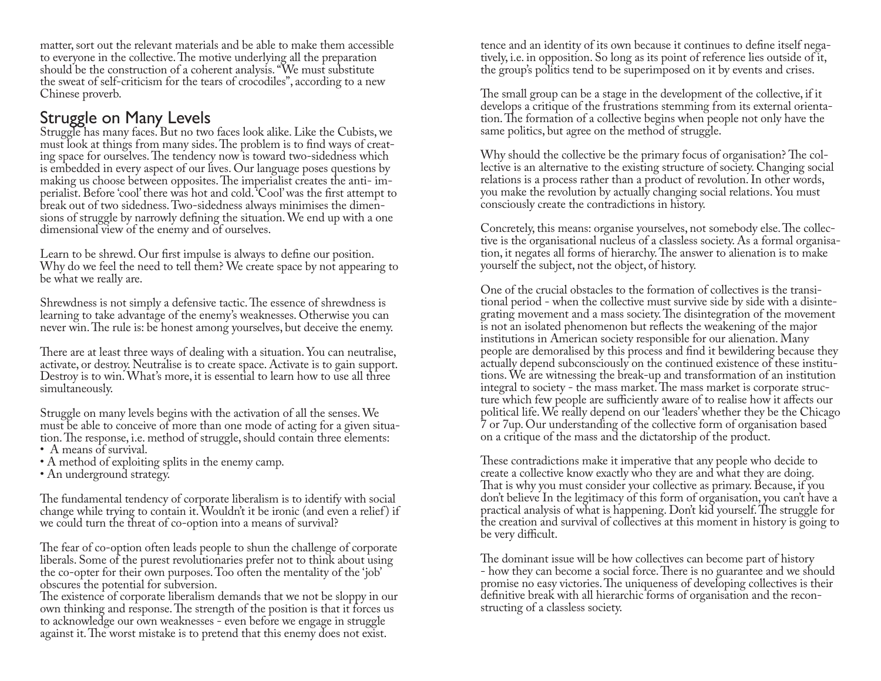matter, sort out the relevant materials and be able to make them accessible to everyone in the collective. The motive underlying all the preparation should be the construction of a coherent analysis. "We must substitute the sweat of self-criticism for the tears of crocodiles", according to a new Chinese proverb.

## Struggle on Many Levels

Struggle has many faces. But no two faces look alike. Like the Cubists, we must look at things from many sides. The problem is to find ways of creating space for ourselves. The tendency now is toward two-sidedness which is embedded in every aspect of our lives. Our language poses questions by making us choose between opposites. The imperialist creates the anti- imperialist. Before 'cool' there was hot and cold. 'Cool' was the first attempt to break out of two sidedness. Two-sidedness always minimises the dimensions of struggle by narrowly defining the situation. We end up with a one dimensional view of the enemy and of ourselves.

Learn to be shrewd. Our first impulse is always to define our position. Why do we feel the need to tell them? We create space by not appearing to be what we really are.

Shrewdness is not simply a defensive tactic. The essence of shrewdness is learning to take advantage of the enemy's weaknesses. Otherwise you can never win. The rule is: be honest among yourselves, but deceive the enemy.

There are at least three ways of dealing with a situation. You can neutralise, activate, or destroy. Neutralise is to create space. Activate is to gain support. Destroy is to win. What's more, it is essential to learn how to use all three simultaneously.

Struggle on many levels begins with the activation of all the senses. We must be able to conceive of more than one mode of acting for a given situation. The response, i.e. method of struggle, should contain three elements:

- A means of survival.
- A method of exploiting splits in the enemy camp.
- An underground strategy.

The fundamental tendency of corporate liberalism is to identify with social change while trying to contain it. Wouldn't it be ironic (and even a relief) if we could turn the threat of co-option into a means of survival?

The fear of co-option often leads people to shun the challenge of corporate liberals. Some of the purest revolutionaries prefer not to think about using the co-opter for their own purposes. Too often the mentality of the 'job' obscures the potential for subversion.

The existence of corporate liberalism demands that we not be sloppy in our own thinking and response. The strength of the position is that it forces us to acknowledge our own weaknesses - even before we engage in struggle against it. The worst mistake is to pretend that this enemy does not exist.

tence and an identity of its own because it continues to define itself negatively, i.e. in opposition. So long as its point of reference lies outside of it, the group's politics tend to be superimposed on it by events and crises.

The small group can be a stage in the development of the collective, if it develops a critique of the frustrations stemming from its external orientation. The formation of a collective begins when people not only have the same politics, but agree on the method of struggle.

Why should the collective be the primary focus of organisation? The collective is an alternative to the existing structure of society. Changing social relations is a process rather than a product of revolution. In other words, you make the revolution by actually changing social relations. You must consciously create the contradictions in history.

Concretely, this means: organise yourselves, not somebody else. The collective is the organisational nucleus of a classless society. As a formal organisation, it negates all forms of hierarchy. The answer to alienation is to make yourself the subject, not the object, of history.

One of the crucial obstacles to the formation of collectives is the transitional period - when the collective must survive side by side with a disintegrating movement and a mass society. The disintegration of the movement is not an isolated phenomenon but reflects the weakening of the major institutions in American society responsible for our alienation. Many people are demoralised by this process and find it bewildering because they actually depend subconsciously on the continued existence of these institutions. We are witnessing the break-up and transformation of an institution integral to society - the mass market. The mass market is corporate structure which few people are sufficiently aware of to realise how it affects our political life. We really depend on our 'leaders' whether they be the Chicago 7 or 7up. Our understanding of the collective form of organisation based on a critique of the mass and the dictatorship of the product.

These contradictions make it imperative that any people who decide to create a collective know exactly who they are and what they are doing. That is why you must consider your collective as primary. Because, if you don't believe In the legitimacy of this form of organisation, you can't have a practical analysis of what is happening. Don't kid yourself. The struggle for the creation and survival of collectives at this moment in history is going to be very difficult.

The dominant issue will be how collectives can become part of history - how they can become a social force. There is no guarantee and we should promise no easy victories. The uniqueness of developing collectives is their definitive break with all hierarchic forms of organisation and the reconstructing of a classless society.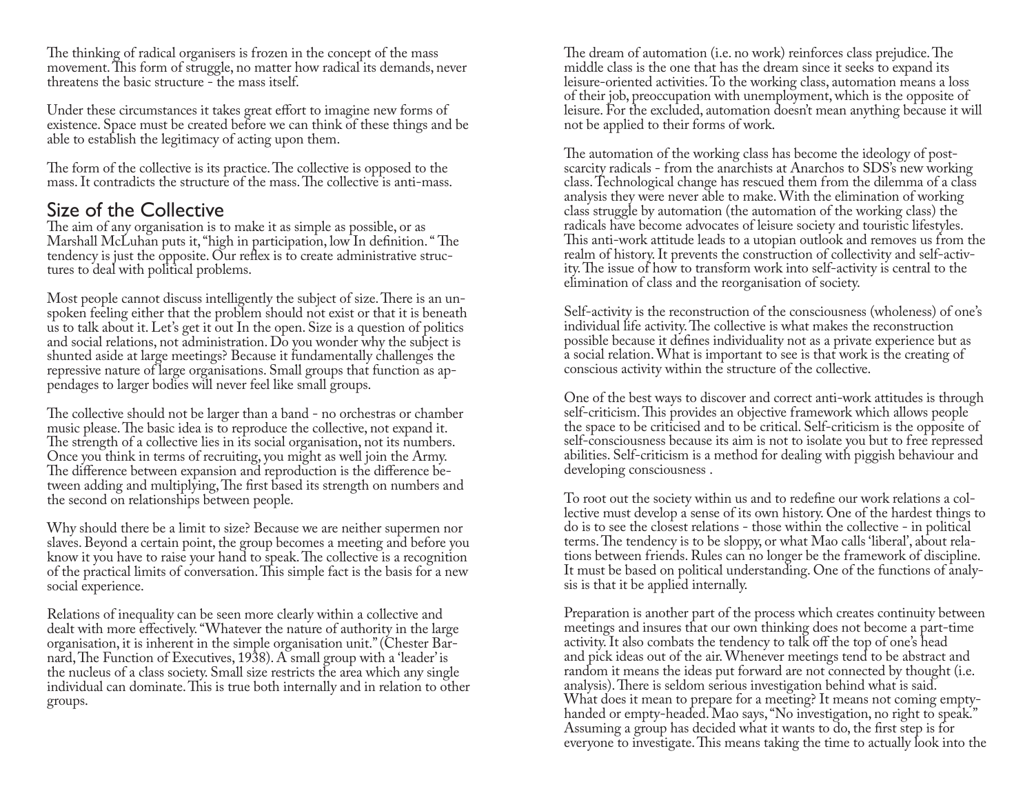The thinking of radical organisers is frozen in the concept of the mass movement. This form of struggle, no matter how radical its demands, never threatens the basic structure - the mass itself.

Under these circumstances it takes great effort to imagine new forms of existence. Space must be created before we can think of these things and be able to establish the legitimacy of acting upon them.

The form of the collective is its practice. The collective is opposed to the mass. It contradicts the structure of the mass. The collective is anti-mass.

## Size of the Collective

The aim of any organisation is to make it as simple as possible, or as Marshall McLuhan puts it, "high in participation, low In definition. " The tendency is just the opposite. Our reflex is to create administrative structures to deal with political problems.

Most people cannot discuss intelligently the subject of size. There is an unspoken feeling either that the problem should not exist or that it is beneath us to talk about it. Let's get it out In the open. Size is a question of politics and social relations, not administration. Do you wonder why the subject is shunted aside at large meetings? Because it fundamentally challenges the repressive nature of large organisations. Small groups that function as appendages to larger bodies will never feel like small groups.

The collective should not be larger than a band - no orchestras or chamber music please. The basic idea is to reproduce the collective, not expand it. The strength of a collective lies in its social organisation, not its numbers. Once you think in terms of recruiting, you might as well join the Army. The difference between expansion and reproduction is the difference between adding and multiplying, The first based its strength on numbers and the second on relationships between people.

Why should there be a limit to size? Because we are neither supermen nor slaves. Beyond a certain point, the group becomes a meeting and before you know it you have to raise your hand to speak. The collective is a recognition of the practical limits of conversation. This simple fact is the basis for a new social experience.

Relations of inequality can be seen more clearly within a collective and dealt with more effectively. "Whatever the nature of authority in the large organisation, it is inherent in the simple organisation unit." (Chester Barnard, The Function of Executives, 1938). A small group with a 'leader' is the nucleus of a class society. Small size restricts the area which any single individual can dominate. This is true both internally and in relation to other groups.

The dream of automation (i.e. no work) reinforces class prejudice. The middle class is the one that has the dream since it seeks to expand its leisure-oriented activities. To the working class, automation means a loss of their job, preoccupation with unemployment, which is the opposite of leisure. For the excluded, automation doesn't mean anything because it will not be applied to their forms of work.

The automation of the working class has become the ideology of post-scarcity radicals - from the anarchists at Anarchos to SDS's new working class. Technological change has rescued them from the dilemma of a class analysis they were never able to make. With the elimination of working class struggle by automation (the automation of the working class) the radicals have become advocates of leisure society and touristic lifestyles. This anti-work attitude leads to a utopian outlook and removes us from the realm of history. It prevents the construction of collectivity and self-activity. The issue of how to transform work into self-activity is central to the elimination of class and the reorganisation of society.

Self-activity is the reconstruction of the consciousness (wholeness) of one's individual life activity. The collective is what makes the reconstruction possible because it defines individuality not as a private experience but as a social relation. What is important to see is that work is the creating of conscious activity within the structure of the collective.

One of the best ways to discover and correct anti-work attitudes is through self-criticism. This provides an objective framework which allows people the space to be criticised and to be critical. Self-criticism is the opposite of self-consciousness because its aim is not to isolate you but to free repressed abilities. Self-criticism is a method for dealing with piggish behaviour and developing consciousness .

To root out the society within us and to redefine our work relations a collective must develop a sense of its own history. One of the hardest things to do is to see the closest relations - those within the collective - in political terms. The tendency is to be sloppy, or what Mao calls 'liberal', about relations between friends. Rules can no longer be the framework of discipline. It must be based on political understanding. One of the functions of analysis is that it be applied internally.

Preparation is another part of the process which creates continuity between meetings and insures that our own thinking does not become a part-time activity. It also combats the tendency to talk off the top of one's head and pick ideas out of the air. Whenever meetings tend to be abstract and random it means the ideas put forward are not connected by thought (i.e. analysis). There is seldom serious investigation behind what is said. What does it mean to prepare for a meeting? It means not coming empty-handed or empty-headed. Mao says, "No investigation, no right to speak." Assuming a group has decided what it wants to do, the first step is for everyone to investigate. This means taking the time to actually look into the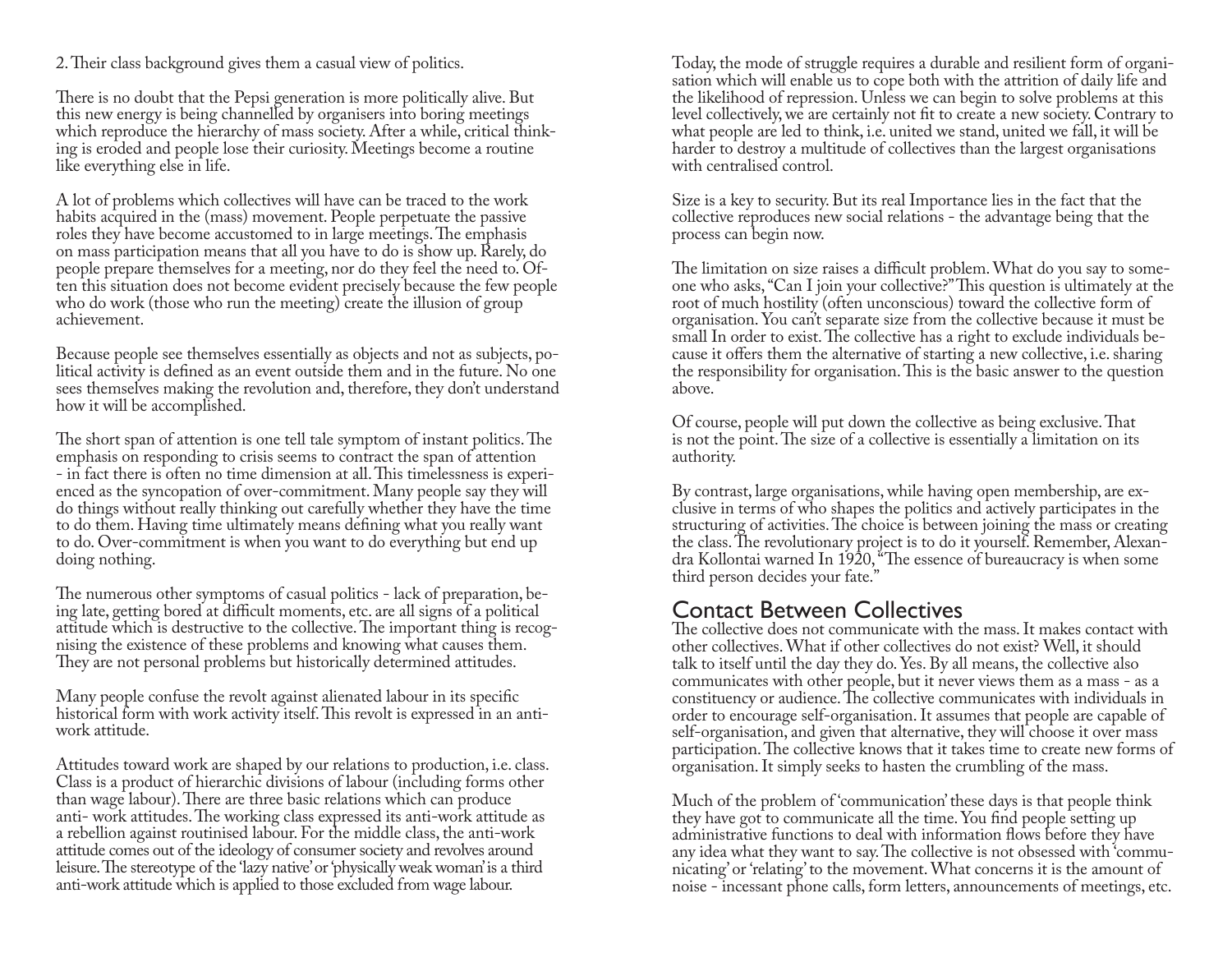2. Their class background gives them a casual view of politics.

There is no doubt that the Pepsi generation is more politically alive. But this new energy is being channelled by organisers into boring meetings which reproduce the hierarchy of mass society. After a while, critical thinking is eroded and people lose their curiosity. Meetings become a routine like everything else in life.

A lot of problems which collectives will have can be traced to the work habits acquired in the (mass) movement. People perpetuate the passive roles they have become accustomed to in large meetings. The emphasis on mass participation means that all you have to do is show up. Rarely, do people prepare themselves for a meeting, nor do they feel the need to. Often this situation does not become evident precisely because the few people who do work (those who run the meeting) create the illusion of group achievement.

Because people see themselves essentially as objects and not as subjects, political activity is defined as an event outside them and in the future. No one sees themselves making the revolution and, therefore, they don't understand how it will be accomplished.

The short span of attention is one tell tale symptom of instant politics. The emphasis on responding to crisis seems to contract the span of attention - in fact there is often no time dimension at all. This timelessness is experienced as the syncopation of over-commitment. Many people say they will do things without really thinking out carefully whether they have the time to do them. Having time ultimately means defining what you really want to do. Over-commitment is when you want to do everything but end up doing nothing.

The numerous other symptoms of casual politics - lack of preparation, being late, getting bored at difficult moments, etc. are all signs of a political attitude which is destructive to the collective. The important thing is recognising the existence of these problems and knowing what causes them. They are not personal problems but historically determined attitudes.

Many people confuse the revolt against alienated labour in its specific historical form with work activity itself. This revolt is expressed in an anti-work attitude.

Attitudes toward work are shaped by our relations to production, i.e. class. Class is a product of hierarchic divisions of labour (including forms other than wage labour). There are three basic relations which can produce anti- work attitudes. The working class expressed its anti-work attitude as a rebellion against routinised labour. For the middle class, the anti-work attitude comes out of the ideology of consumer society and revolves around leisure. The stereotype of the 'lazy native' or 'physically weak woman' is a third anti-work attitude which is applied to those excluded from wage labour.

Today, the mode of struggle requires a durable and resilient form of organisation which will enable us to cope both with the attrition of daily life and the likelihood of repression. Unless we can begin to solve problems at this level collectively, we are certainly not fit to create a new society. Contrary to what people are led to think, i.e. united we stand, united we fall, it will be harder to destroy a multitude of collectives than the largest organisations with centralised control.

Size is a key to security. But its real Importance lies in the fact that the collective reproduces new social relations - the advantage being that the process can begin now.

The limitation on size raises a difficult problem. What do you say to someone who asks, "Can I join your collective?" This question is ultimately at the root of much hostility (often unconscious) toward the collective form of organisation. You can't separate size from the collective because it must be small In order to exist. The collective has a right to exclude individuals because it offers them the alternative of starting a new collective, i.e. sharing the responsibility for organisation. This is the basic answer to the question above.

Of course, people will put down the collective as being exclusive. That is not the point. The size of a collective is essentially a limitation on its authority.

By contrast, large organisations, while having open membership, are exclusive in terms of who shapes the politics and actively participates in the structuring of activities. The choice is between joining the mass or creating the class. The revolutionary project is to do it yourself. Remember, Alexandra Kollontai warned In 1920, "The essence of bureaucracy is when some third person decides your fate."

## Contact Between Collectives

The collective does not communicate with the mass. It makes contact with other collectives. What if other collectives do not exist? Well, it should talk to itself until the day they do. Yes. By all means, the collective also communicates with other people, but it never views them as a mass - as a constituency or audience. The collective communicates with individuals in order to encourage self-organisation. It assumes that people are capable of self-organisation, and given that alternative, they will choose it over mass participation. The collective knows that it takes time to create new forms of organisation. It simply seeks to hasten the crumbling of the mass.

Much of the problem of 'communication' these days is that people think they have got to communicate all the time. You find people setting up administrative functions to deal with information flows before they have any idea what they want to say. The collective is not obsessed with 'communicating' or 'relating' to the movement. What concerns it is the amount of noise - incessant phone calls, form letters, announcements of meetings, etc.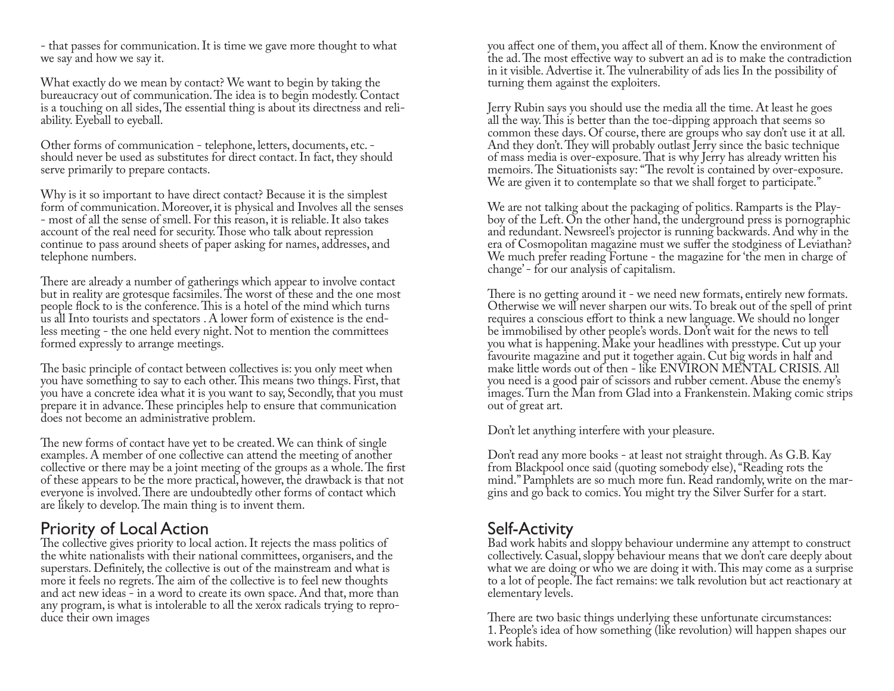- that passes for communication. It is time we gave more thought to what we say and how we say it.

What exactly do we mean by contact? We want to begin by taking the bureaucracy out of communication. The idea is to begin modestly. Contact is a touching on all sides, The essential thing is about its directness and reliability. Eyeball to eyeball.

Other forms of communication - telephone, letters, documents, etc. - should never be used as substitutes for direct contact. In fact, they should serve primarily to prepare contacts.

Why is it so important to have direct contact? Because it is the simplest form of communication. Moreover, it is physical and Involves all the senses - most of all the sense of smell. For this reason, it is reliable. It also takes account of the real need for security. Those who talk about repression continue to pass around sheets of paper asking for names, addresses, and telephone numbers.

There are already a number of gatherings which appear to involve contact but in reality are grotesque facsimiles. The worst of these and the one most people flock to is the conference. This is a hotel of the mind which turns us all Into tourists and spectators . A lower form of existence is the endless meeting - the one held every night. Not to mention the committees formed expressly to arrange meetings.

The basic principle of contact between collectives is: you only meet when you have something to say to each other. This means two things. First, that you have a concrete idea what it is you want to say, Secondly, that you must prepare it in advance. These principles help to ensure that communication does not become an administrative problem.

The new forms of contact have yet to be created. We can think of single examples. A member of one collective can attend the meeting of another collective or there may be a joint meeting of the groups as a whole. The first of these appears to be the more practical, however, the drawback is that not everyone is involved. There are undoubtedly other forms of contact which are likely to develop. The main thing is to invent them.

## Priority of Local Action

The collective gives priority to local action. It rejects the mass politics of the white nationalists with their national committees, organisers, and the superstars. Definitely, the collective is out of the mainstream and what is more it feels no regrets. The aim of the collective is to feel new thoughts and act new ideas - in a word to create its own space. And that, more than any program, is what is intolerable to all the xerox radicals trying to reproduce their own images

you affect one of them, you affect all of them. Know the environment of the ad. The most effective way to subvert an ad is to make the contradiction in it visible. Advertise it. The vulnerability of ads lies In the possibility of turning them against the exploiters.

Jerry Rubin says you should use the media all the time. At least he goes all the way. This is better than the toe-dipping approach that seems so common these days. Of course, there are groups who say don't use it at all. And they don't. They will probably outlast Jerry since the basic technique of mass media is over-exposure. That is why Jerry has already written his memoirs. The Situationists say: "The revolt is contained by over-exposure. We are given it to contemplate so that we shall forget to participate."

We are not talking about the packaging of politics. Ramparts is the Playboy of the Left. On the other hand, the underground press is pornographic and redundant. Newsreel's projector is running backwards. And why in the era of Cosmopolitan magazine must we suffer the stodginess of Leviathan? We much prefer reading Fortune - the magazine for 'the men in charge of change' - for our analysis of capitalism.

There is no getting around it - we need new formats, entirely new formats. Otherwise we will never sharpen our wits. To break out of the spell of print requires a conscious effort to think a new language. We should no longer be immobilised by other people's words. Don't wait for the news to tell you what is happening. Make your headlines with presstype. Cut up your favourite magazine and put it together again. Cut big words in half and make little words out of then - like ENVIRON MENTAL CRISIS. All you need is a good pair of scissors and rubber cement. Abuse the enemy's images. Turn the Man from Glad into a Frankenstein. Making comic strips out of great art.

Don't let anything interfere with your pleasure.

Don't read any more books - at least not straight through. As G.B. Kay from Blackpool once said (quoting somebody else), "Reading rots the mind." Pamphlets are so much more fun. Read randomly, write on the margins and go back to comics. You might try the Silver Surfer for a start.

## Self-Activity

Bad work habits and sloppy behaviour undermine any attempt to construct collectively. Casual, sloppy behaviour means that we don't care deeply about what we are doing or who we are doing it with. This may come as a surprise to a lot of people. The fact remains: we talk revolution but act reactionary at elementary levels.

There are two basic things underlying these unfortunate circumstances:
1. People's idea of how something (like revolution) will happen shapes our work habits.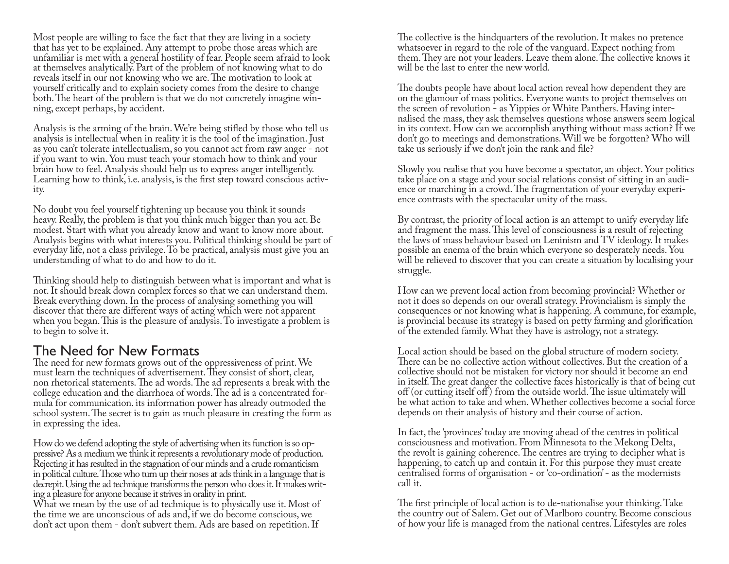Most people are willing to face the fact that they are living in a society that has yet to be explained. Any attempt to probe those areas which are unfamiliar is met with a general hostility of fear. People seem afraid to look at themselves analytically. Part of the problem of not knowing what to do reveals itself in our not knowing who we are. The motivation to look at yourself critically and to explain society comes from the desire to change both. The heart of the problem is that we do not concretely imagine winning, except perhaps, by accident.

Analysis is the arming of the brain. We're being stifled by those who tell us analysis is intellectual when in reality it is the tool of the imagination. Just as you can't tolerate intellectualism, so you cannot act from raw anger - not if you want to win. You must teach your stomach how to think and your brain how to feel. Analysis should help us to express anger intelligently. Learning how to think, i.e. analysis, is the first step toward conscious activity.

No doubt you feel yourself tightening up because you think it sounds heavy. Really, the problem is that you think much bigger than you act. Be modest. Start with what you already know and want to know more about. Analysis begins with what interests you. Political thinking should be part of everyday life, not a class privilege. To be practical, analysis must give you an understanding of what to do and how to do it.

Thinking should help to distinguish between what is important and what is not. It should break down complex forces so that we can understand them. Break everything down. In the process of analysing something you will discover that there are different ways of acting which were not apparent when you began. This is the pleasure of analysis. To investigate a problem is to begin to solve it.

## The Need for New Formats

The need for new formats grows out of the oppressiveness of print. We must learn the techniques of advertisement. They consist of short, clear, non rhetorical statements. The ad words. The ad represents a break with the college education and the diarrhoea of words. The ad is a concentrated formula for communication. its information power has already outmoded the school system. The secret is to gain as much pleasure in creating the form as in expressing the idea.

How do we defend adopting the style of advertising when its function is so oppressive? As a medium we think it represents a revolutionary mode of production. Rejecting it has resulted in the stagnation of our minds and a crude romanticism in political culture. Those who turn up their noses at ads think in a language that is decrepit. Using the ad technique transforms the person who does it. It makes writing a pleasure for anyone because it strives in orality in print.
What we mean by the use of ad technique is to physically use it. Most of the time we are unconscious of ads and, if we do become conscious, we don't act upon them - don't subvert them. Ads are based on repetition. If

The collective is the hindquarters of the revolution. It makes no pretence whatsoever in regard to the role of the vanguard. Expect nothing from them. They are not your leaders. Leave them alone. The collective knows it will be the last to enter the new world.

The doubts people have about local action reveal how dependent they are on the glamour of mass politics. Everyone wants to project themselves on the screen of revolution - as Yippies or White Panthers. Having internalised the mass, they ask themselves questions whose answers seem logical in its context. How can we accomplish anything without mass action? If we don't go to meetings and demonstrations. Will we be forgotten? Who will take us seriously if we don't join the rank and file?

Slowly you realise that you have become a spectator, an object. Your politics take place on a stage and your social relations consist of sitting in an audience or marching in a crowd. The fragmentation of your everyday experience contrasts with the spectacular unity of the mass.

By contrast, the priority of local action is an attempt to unify everyday life and fragment the mass. This level of consciousness is a result of rejecting the laws of mass behaviour based on Leninism and TV ideology. It makes possible an enema of the brain which everyone so desperately needs. You will be relieved to discover that you can create a situation by localising your struggle.

How can we prevent local action from becoming provincial? Whether or not it does so depends on our overall strategy. Provincialism is simply the consequences or not knowing what is happening. A commune, for example, is provincial because its strategy is based on petty farming and glorification of the extended family. What they have is astrology, not a strategy.

Local action should be based on the global structure of modern society. There can be no collective action without collectives. But the creation of a collective should not be mistaken for victory nor should it become an end in itself. The great danger the collective faces historically is that of being cut off (or cutting itself off) from the outside world. The issue ultimately will be what action to take and when. Whether collectives become a social force depends on their analysis of history and their course of action.

In fact, the 'provinces' today are moving ahead of the centres in political consciousness and motivation. From Minnesota to the Mekong Delta, the revolt is gaining coherence. The centres are trying to decipher what is happening, to catch up and contain it. For this purpose they must create centralised forms of organisation - or 'co-ordination' - as the modernists call it.

The first principle of local action is to de-nationalise your thinking. Take the country out of Salem. Get out of Marlboro country. Become conscious of how your life is managed from the national centres. Lifestyles are roles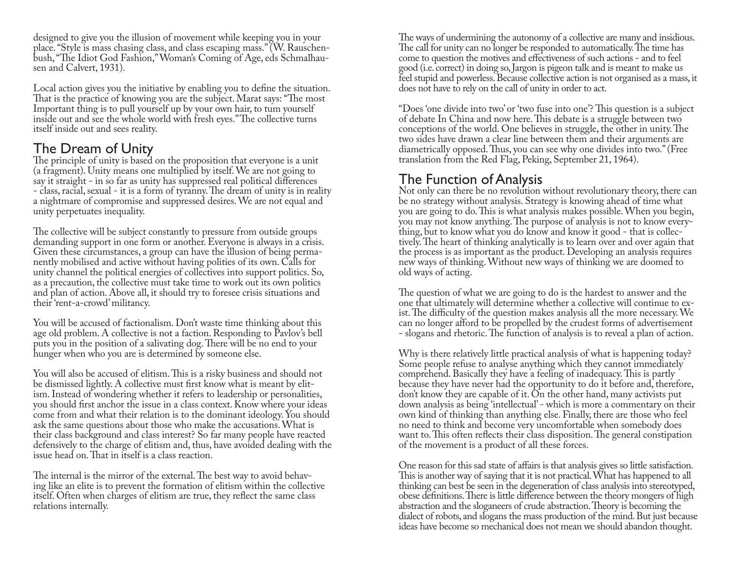designed to give you the illusion of movement while keeping you in your place. "Style is mass chasing class, and class escaping mass." (W. Rauschenbush, "The Idiot God Fashion," Woman's Coming of Age, eds Schmalhausen and Calvert, 1931).

Local action gives you the initiative by enabling you to define the situation. That is the practice of knowing you are the subject. Marat says: "The most Important thing is to pull yourself up by your own hair, to tum yourself inside out and see the whole world with fresh eyes." The collective turns itself inside out and sees reality.

## The Dream of Unity

The principle of unity is based on the proposition that everyone is a unit (a fragment). Unity means one multiplied by itself. We are not going to say it straight - in so far as unity has suppressed real political differences - class, racial, sexual - it is a form of tyranny. The dream of unity is in reality a nightmare of compromise and suppressed desires. We are not equal and unity perpetuates inequality.

The collective will be subject constantly to pressure from outside groups demanding support in one form or another. Everyone is always in a crisis. Given these circumstances, a group can have the illusion of being permanently mobilised and active without having polities of its own. Calls for unity channel the political energies of collectives into support politics. So, as a precaution, the collective must take time to work out its own politics and plan of action. Above all, it should try to foresee crisis situations and their 'rent-a-crowd' militancy.

You will be accused of factionalism. Don't waste time thinking about this age old problem. A collective is not a faction. Responding to Pavlov's bell puts you in the position of a salivating dog. There will be no end to your hunger when who you are is determined by someone else.

You will also be accused of elitism. This is a risky business and should not be dismissed lightly. A collective must first know what is meant by elitism. Instead of wondering whether it refers to leadership or personalities, you should first anchor the issue in a class context. Know where your ideas come from and what their relation is to the dominant ideology. You should ask the same questions about those who make the accusations. What is their class background and class interest? So far many people have reacted defensively to the charge of elitism and, thus, have avoided dealing with the issue head on. That in itself is a class reaction.

The internal is the mirror of the external. The best way to avoid behaving like an elite is to prevent the formation of elitism within the collective itself. Often when charges of elitism are true, they reflect the same class relations internally.

The ways of undermining the autonomy of a collective are many and insidious. The call for unity can no longer be responded to automatically. The time has come to question the motives and effectiveness of such actions - and to feel good (i.e. correct) in doing so, Jargon is pigeon talk and is meant to make us feel stupid and powerless. Because collective action is not organised as a mass, it does not have to rely on the call of unity in order to act.

"Does 'one divide into two' or 'two fuse into one'? This question is a subject of debate In China and now here. This debate is a struggle between two conceptions of the world. One believes in struggle, the other in unity. The two sides have drawn a clear line between them and their arguments are diametrically opposed. Thus, you can see why one divides into two." (Free translation from the Red Flag, Peking, September 21, 1964).

## The Function of Analysis

Not only can there be no revolution without revolutionary theory, there can be no strategy without analysis. Strategy is knowing ahead of time what you are going to do. This is what analysis makes possible. When you begin, you may not know anything. The purpose of analysis is not to know everything, but to know what you do know and know it good - that is collectively. The heart of thinking analytically is to learn over and over again that the process is as important as the product. Developing an analysis requires new ways of thinking. Without new ways of thinking we are doomed to old ways of acting.

The question of what we are going to do is the hardest to answer and the one that ultimately will determine whether a collective will continue to exist. The difficulty of the question makes analysis all the more necessary. We can no longer afford to be propelled by the crudest forms of advertisement - slogans and rhetoric. The function of analysis is to reveal a plan of action.

Why is there relatively little practical analysis of what is happening today? Some people refuse to analyse anything which they cannot immediately comprehend. Basically they have a feeling of inadequacy. This is partly because they have never had the opportunity to do it before and, therefore, don't know they are capable of it. On the other hand, many activists put down analysis as being 'intellectual' - which is more a commentary on their own kind of thinking than anything else. Finally, there are those who feel no need to think and become very uncomfortable when somebody does want to. This often reflects their class disposition. The general constipation of the movement is a product of all these forces.

One reason for this sad state of affairs is that analysis gives so little satisfaction. This is another way of saying that it is not practical. What has happened to all thinking can best be seen in the degeneration of class analysis into stereotyped, obese definitions. There is little difference between the theory mongers of high abstraction and the sloganeers of crude abstraction. Theory is becoming the dialect of robots, and slogans the mass production of the mind. But just because ideas have become so mechanical does not mean we should abandon thought.